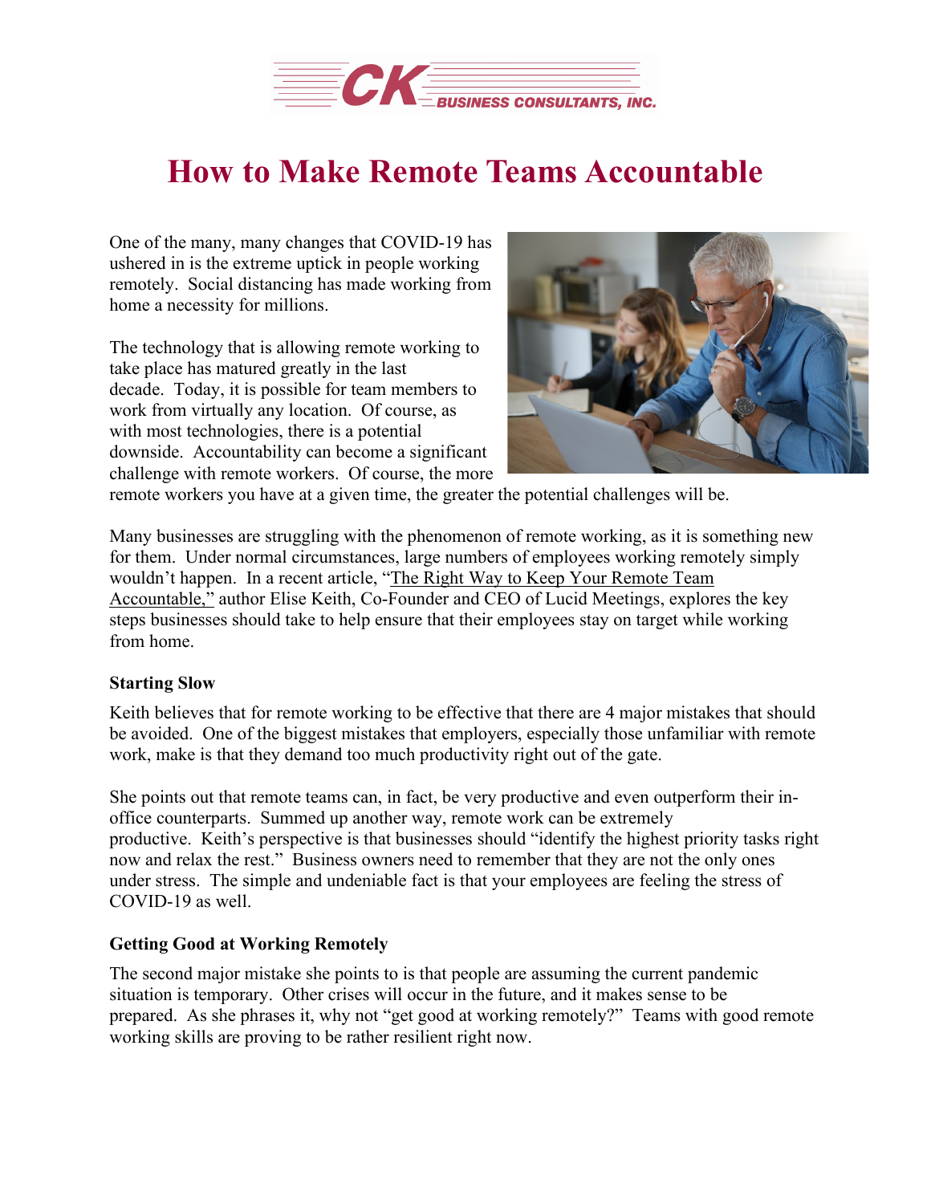# How to Make Remote Teams Accountable

One of the many, many changes that COVID-19 has ushered in is the extreme uptick in people working remotely. Social distancing has made working from home a necessity for millions.

The technology that is allowing remote working to take place has matured greatly in the last decade. Today, it is possible for team members to work from virtually any location. Of course, as with most technologies, there is a potential downside. Accountability can become a significant challenge with remote workers. Of course, the more remote workers you have at a given time, the greater the potential challenges will be.

Many businesses are struggling with the phenomenon of remote working, as it is something new for them. Under normal circumstances, large numbers of employees working remotely simply wouldn't happen. In a recent article, "The Right Way to Keep Your Remote Team Accountable," author Elise Keith, Co-Founder and CEO of Lucid Meetings, explores the key steps businesses should take to help ensure that their employees stay on target while working from home.

**Starting Slow**

Keith believes that for remote working to be effective that there are 4 major mistakes that should be avoided. One of the biggest mistakes that employers, especially those unfamiliar with remote work, make is that they demand too much productivity right out of the gate.

She points out that remote teams can, in fact, be very productive and even outperform their in-office counterparts. Summed up another way, remote work can be extremely productive. Keith's perspective is that businesses should "identify the highest priority tasks right now and relax the rest." Business owners need to remember that they are not the only ones under stress. The simple and undeniable fact is that your employees are feeling the stress of COVID-19 as well.

**Getting Good at Working Remotely**

The second major mistake she points to is that people are assuming the current pandemic situation is temporary. Other crises will occur in the future, and it makes sense to be prepared. As she phrases it, why not "get good at working remotely?" Teams with good remote working skills are proving to be rather resilient right now.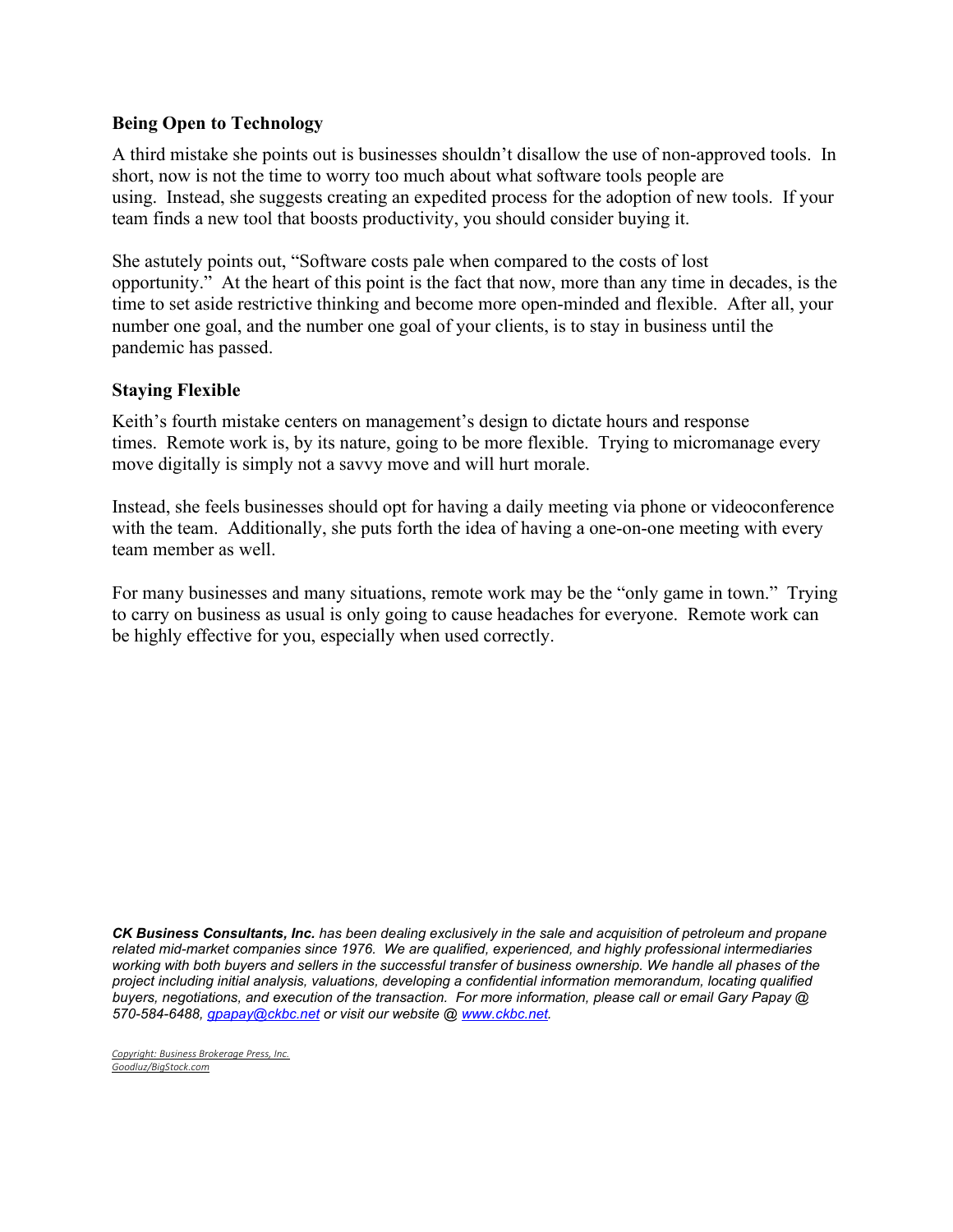**Being Open to Technology**

A third mistake she points out is businesses shouldn't disallow the use of non-approved tools. In short, now is not the time to worry too much about what software tools people are using. Instead, she suggests creating an expedited process for the adoption of new tools. If your team finds a new tool that boosts productivity, you should consider buying it.

She astutely points out, "Software costs pale when compared to the costs of lost opportunity." At the heart of this point is the fact that now, more than any time in decades, is the time to set aside restrictive thinking and become more open-minded and flexible. After all, your number one goal, and the number one goal of your clients, is to stay in business until the pandemic has passed.

**Staying Flexible**

Keith's fourth mistake centers on management's design to dictate hours and response times. Remote work is, by its nature, going to be more flexible. Trying to micromanage every move digitally is simply not a savvy move and will hurt morale.

Instead, she feels businesses should opt for having a daily meeting via phone or videoconference with the team. Additionally, she puts forth the idea of having a one-on-one meeting with every team member as well.

For many businesses and many situations, remote work may be the "only game in town." Trying to carry on business as usual is only going to cause headaches for everyone. Remote work can be highly effective for you, especially when used correctly.

***CK Business Consultants, Inc.** has been dealing exclusively in the sale and acquisition of petroleum and propane related mid-market companies since 1976. We are qualified, experienced, and highly professional intermediaries working with both buyers and sellers in the successful transfer of business ownership. We handle all phases of the project including initial analysis, valuations, developing a confidential information memorandum, locating qualified buyers, negotiations, and execution of the transaction. For more information, please call or email Gary Papay @ 570-584-6488, [gpapay@ckbc.net](mailto:gpapay@ckbc.net) or visit our website @ [www.ckbc.net](http://www.ckbc.net).*

*Copyright: Business Brokerage Press, Inc.*
*Goodluz/BigStock.com*